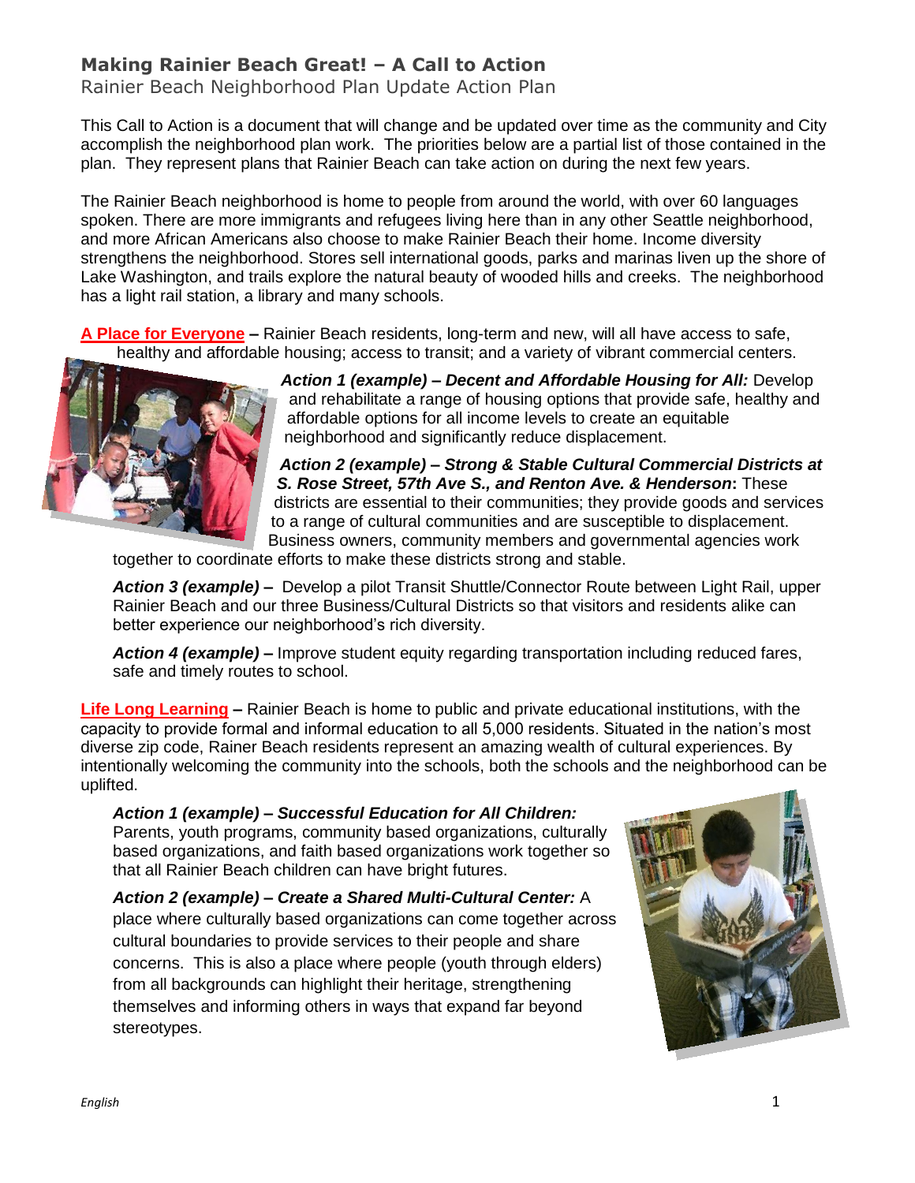# Making Rainier Beach Great! – A Call to Action

Rainier Beach Neighborhood Plan Update Action Plan

This Call to Action is a document that will change and be updated over time as the community and City accomplish the neighborhood plan work. The priorities below are a partial list of those contained in the plan. They represent plans that Rainier Beach can take action on during the next few years.

The Rainier Beach neighborhood is home to people from around the world, with over 60 languages spoken. There are more immigrants and refugees living here than in any other Seattle neighborhood, and more African Americans also choose to make Rainier Beach their home. Income diversity strengthens the neighborhood. Stores sell international goods, parks and marinas liven up the shore of Lake Washington, and trails explore the natural beauty of wooded hills and creeks. The neighborhood has a light rail station, a library and many schools.

**A Place for Everyone** – Rainier Beach residents, long-term and new, will all have access to safe, healthy and affordable housing; access to transit; and a variety of vibrant commercial centers.

***Action 1 (example) – Decent and Affordable Housing for All:*** Develop and rehabilitate a range of housing options that provide safe, healthy and affordable options for all income levels to create an equitable neighborhood and significantly reduce displacement.

***Action 2 (example) – Strong & Stable Cultural Commercial Districts at S. Rose Street, 57th Ave S., and Renton Ave. & Henderson*****:** These districts are essential to their communities; they provide goods and services to a range of cultural communities and are susceptible to displacement. Business owners, community members and governmental agencies work together to coordinate efforts to make these districts strong and stable.

***Action 3 (example) –*** Develop a pilot Transit Shuttle/Connector Route between Light Rail, upper Rainier Beach and our three Business/Cultural Districts so that visitors and residents alike can better experience our neighborhood's rich diversity.

***Action 4 (example) –*** Improve student equity regarding transportation including reduced fares, safe and timely routes to school.

**Life Long Learning** – Rainier Beach is home to public and private educational institutions, with the capacity to provide formal and informal education to all 5,000 residents. Situated in the nation's most diverse zip code, Rainer Beach residents represent an amazing wealth of cultural experiences. By intentionally welcoming the community into the schools, both the schools and the neighborhood can be uplifted.

***Action 1 (example) – Successful Education for All Children:*** Parents, youth programs, community based organizations, culturally based organizations, and faith based organizations work together so that all Rainier Beach children can have bright futures.

***Action 2 (example) – Create a Shared Multi-Cultural Center:*** A place where culturally based organizations can come together across cultural boundaries to provide services to their people and share concerns. This is also a place where people (youth through elders) from all backgrounds can highlight their heritage, strengthening themselves and informing others in ways that expand far beyond stereotypes.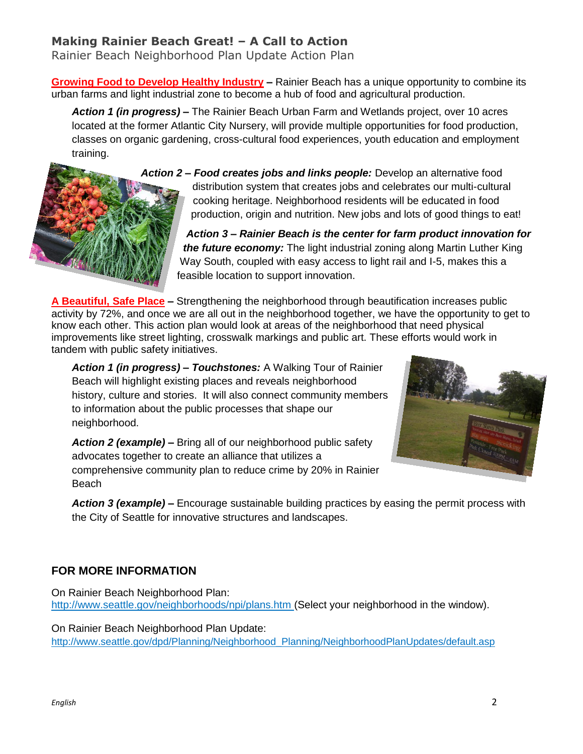## Making Rainier Beach Great! – A Call to Action

Rainier Beach Neighborhood Plan Update Action Plan

**Growing Food to Develop Healthy Industry** – Rainier Beach has a unique opportunity to combine its urban farms and light industrial zone to become a hub of food and agricultural production.

***Action 1 (in progress)*** **–** The Rainier Beach Urban Farm and Wetlands project, over 10 acres located at the former Atlantic City Nursery, will provide multiple opportunities for food production, classes on organic gardening, cross-cultural food experiences, youth education and employment training.

***Action 2 – Food creates jobs and links people:*** Develop an alternative food distribution system that creates jobs and celebrates our multi-cultural cooking heritage. Neighborhood residents will be educated in food production, origin and nutrition. New jobs and lots of good things to eat!

***Action 3 – Rainier Beach is the center for farm product innovation for the future economy:*** The light industrial zoning along Martin Luther King Way South, coupled with easy access to light rail and I-5, makes this a feasible location to support innovation.

**A Beautiful, Safe Place** – Strengthening the neighborhood through beautification increases public activity by 72%, and once we are all out in the neighborhood together, we have the opportunity to get to know each other. This action plan would look at areas of the neighborhood that need physical improvements like street lighting, crosswalk markings and public art. These efforts would work in tandem with public safety initiatives.

***Action 1 (in progress) – Touchstones:*** A Walking Tour of Rainier Beach will highlight existing places and reveals neighborhood history, culture and stories. It will also connect community members to information about the public processes that shape our neighborhood.

***Action 2 (example)*** **–** Bring all of our neighborhood public safety advocates together to create an alliance that utilizes a comprehensive community plan to reduce crime by 20% in Rainier Beach

***Action 3 (example)*** **–** Encourage sustainable building practices by easing the permit process with the City of Seattle for innovative structures and landscapes.

### FOR MORE INFORMATION

On Rainier Beach Neighborhood Plan:
http://www.seattle.gov/neighborhoods/npi/plans.htm (Select your neighborhood in the window).

On Rainier Beach Neighborhood Plan Update:
http://www.seattle.gov/dpd/Planning/Neighborhood_Planning/NeighborhoodPlanUpdates/default.asp

*English*